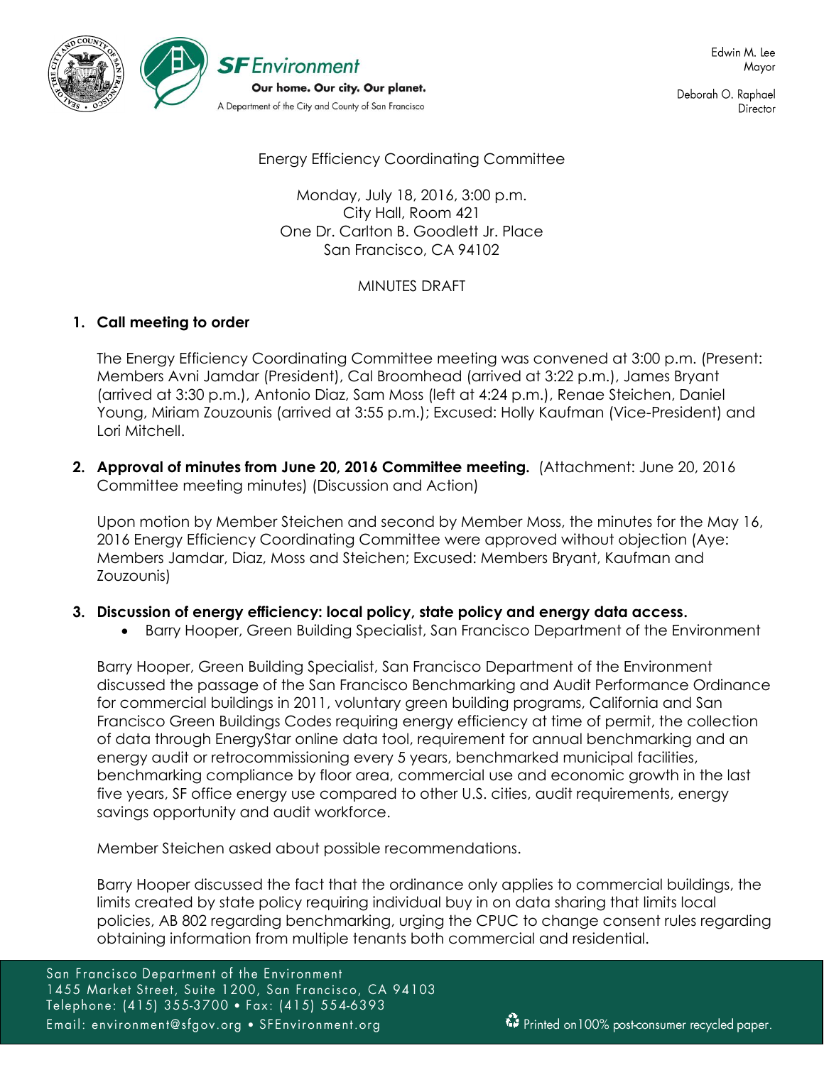Edwin M. Lee
Mayor

Deborah O. Raphael
Director

SF Environment
Our home. Our city. Our planet.
A Department of the City and County of San Francisco

Energy Efficiency Coordinating Committee

Monday, July 18, 2016, 3:00 p.m.
City Hall, Room 421
One Dr. Carlton B. Goodlett Jr. Place
San Francisco, CA 94102

MINUTES DRAFT

1. **Call meeting to order**

   The Energy Efficiency Coordinating Committee meeting was convened at 3:00 p.m. (Present: Members Avni Jamdar (President), Cal Broomhead (arrived at 3:22 p.m.), James Bryant (arrived at 3:30 p.m.), Antonio Diaz, Sam Moss (left at 4:24 p.m.), Renae Steichen, Daniel Young, Miriam Zouzounis (arrived at 3:55 p.m.); Excused: Holly Kaufman (Vice-President) and Lori Mitchell.

2. **Approval of minutes from June 20, 2016 Committee meeting.** (Attachment: June 20, 2016 Committee meeting minutes) (Discussion and Action)

   Upon motion by Member Steichen and second by Member Moss, the minutes for the May 16, 2016 Energy Efficiency Coordinating Committee were approved without objection (Aye: Members Jamdar, Diaz, Moss and Steichen; Excused: Members Bryant, Kaufman and Zouzounis)

3. **Discussion of energy efficiency: local policy, state policy and energy data access.**
   - Barry Hooper, Green Building Specialist, San Francisco Department of the Environment

   Barry Hooper, Green Building Specialist, San Francisco Department of the Environment discussed the passage of the San Francisco Benchmarking and Audit Performance Ordinance for commercial buildings in 2011, voluntary green building programs, California and San Francisco Green Buildings Codes requiring energy efficiency at time of permit, the collection of data through EnergyStar online data tool, requirement for annual benchmarking and an energy audit or retrocommissioning every 5 years, benchmarked municipal facilities, benchmarking compliance by floor area, commercial use and economic growth in the last five years, SF office energy use compared to other U.S. cities, audit requirements, energy savings opportunity and audit workforce.

   Member Steichen asked about possible recommendations.

   Barry Hooper discussed the fact that the ordinance only applies to commercial buildings, the limits created by state policy requiring individual buy in on data sharing that limits local policies, AB 802 regarding benchmarking, urging the CPUC to change consent rules regarding obtaining information from multiple tenants both commercial and residential.

San Francisco Department of the Environment
1455 Market Street, Suite 1200, San Francisco, CA 94103
Telephone: (415) 355-3700 • Fax: (415) 554-6393
Email: environment@sfgov.org • SFEnvironment.org

Printed on100% post-consumer recycled paper.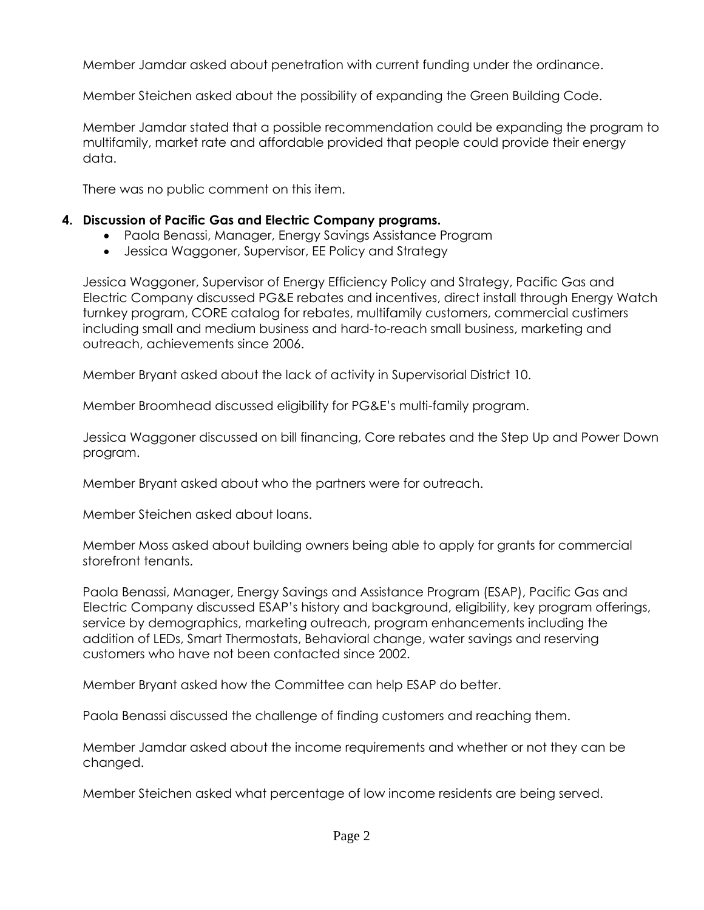Member Jamdar asked about penetration with current funding under the ordinance.

Member Steichen asked about the possibility of expanding the Green Building Code.

Member Jamdar stated that a possible recommendation could be expanding the program to multifamily, market rate and affordable provided that people could provide their energy data.

There was no public comment on this item.

4. **Discussion of Pacific Gas and Electric Company programs.**
   - Paola Benassi, Manager, Energy Savings Assistance Program
   - Jessica Waggoner, Supervisor, EE Policy and Strategy

Jessica Waggoner, Supervisor of Energy Efficiency Policy and Strategy, Pacific Gas and Electric Company discussed PG&E rebates and incentives, direct install through Energy Watch turnkey program, CORE catalog for rebates, multifamily customers, commercial custimers including small and medium business and hard-to-reach small business, marketing and outreach, achievements since 2006.

Member Bryant asked about the lack of activity in Supervisorial District 10.

Member Broomhead discussed eligibility for PG&E's multi-family program.

Jessica Waggoner discussed on bill financing, Core rebates and the Step Up and Power Down program.

Member Bryant asked about who the partners were for outreach.

Member Steichen asked about loans.

Member Moss asked about building owners being able to apply for grants for commercial storefront tenants.

Paola Benassi, Manager, Energy Savings and Assistance Program (ESAP), Pacific Gas and Electric Company discussed ESAP's history and background, eligibility, key program offerings, service by demographics, marketing outreach, program enhancements including the addition of LEDs, Smart Thermostats, Behavioral change, water savings and reserving customers who have not been contacted since 2002.

Member Bryant asked how the Committee can help ESAP do better.

Paola Benassi discussed the challenge of finding customers and reaching them.

Member Jamdar asked about the income requirements and whether or not they can be changed.

Member Steichen asked what percentage of low income residents are being served.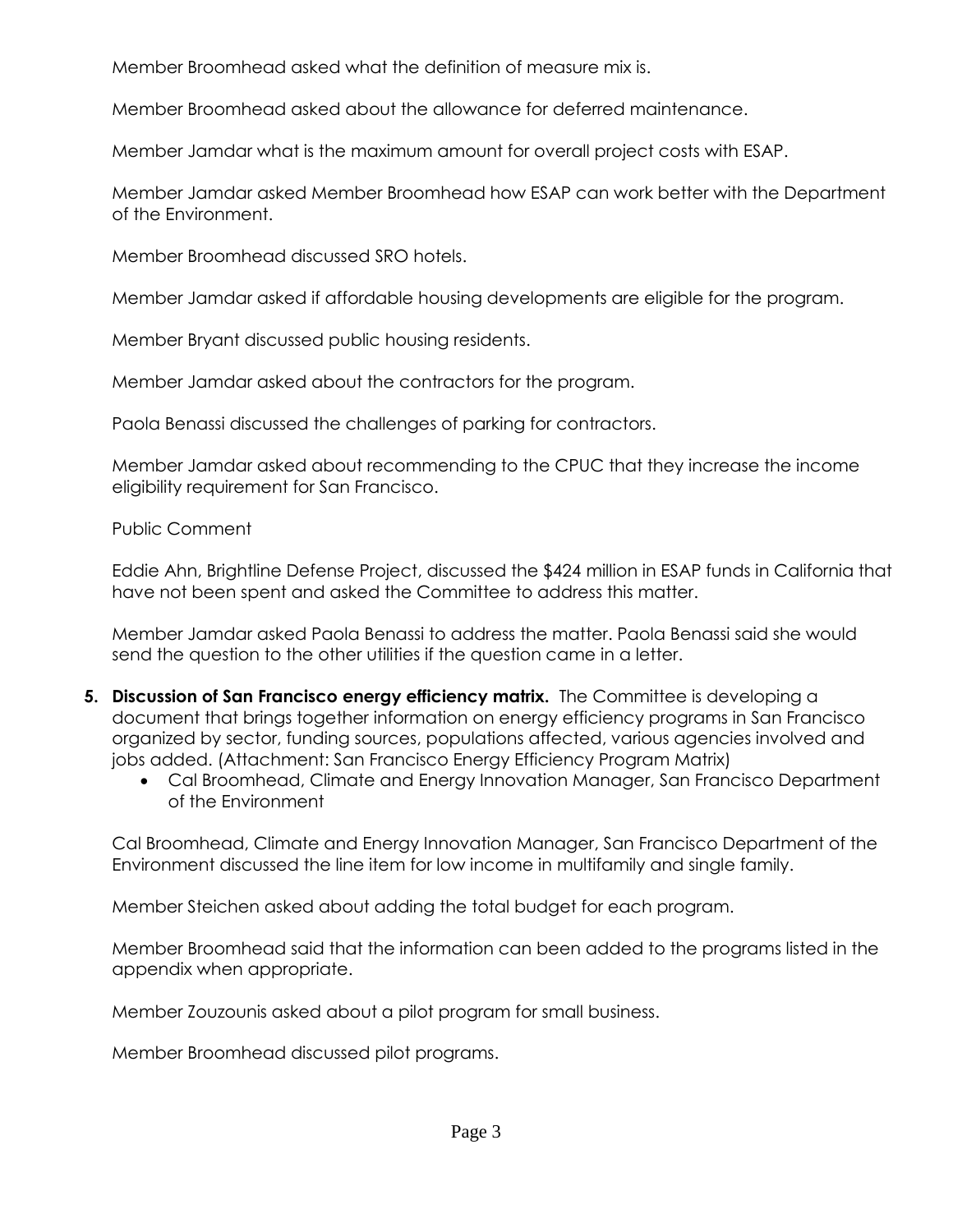Member Broomhead asked what the definition of measure mix is.

Member Broomhead asked about the allowance for deferred maintenance.

Member Jamdar what is the maximum amount for overall project costs with ESAP.

Member Jamdar asked Member Broomhead how ESAP can work better with the Department of the Environment.

Member Broomhead discussed SRO hotels.

Member Jamdar asked if affordable housing developments are eligible for the program.

Member Bryant discussed public housing residents.

Member Jamdar asked about the contractors for the program.

Paola Benassi discussed the challenges of parking for contractors.

Member Jamdar asked about recommending to the CPUC that they increase the income eligibility requirement for San Francisco.

Public Comment

Eddie Ahn, Brightline Defense Project, discussed the $424 million in ESAP funds in California that have not been spent and asked the Committee to address this matter.

Member Jamdar asked Paola Benassi to address the matter. Paola Benassi said she would send the question to the other utilities if the question came in a letter.

5. **Discussion of San Francisco energy efficiency matrix.** The Committee is developing a document that brings together information on energy efficiency programs in San Francisco organized by sector, funding sources, populations affected, various agencies involved and jobs added. (Attachment: San Francisco Energy Efficiency Program Matrix)
   - Cal Broomhead, Climate and Energy Innovation Manager, San Francisco Department of the Environment

Cal Broomhead, Climate and Energy Innovation Manager, San Francisco Department of the Environment discussed the line item for low income in multifamily and single family.

Member Steichen asked about adding the total budget for each program.

Member Broomhead said that the information can been added to the programs listed in the appendix when appropriate.

Member Zouzounis asked about a pilot program for small business.

Member Broomhead discussed pilot programs.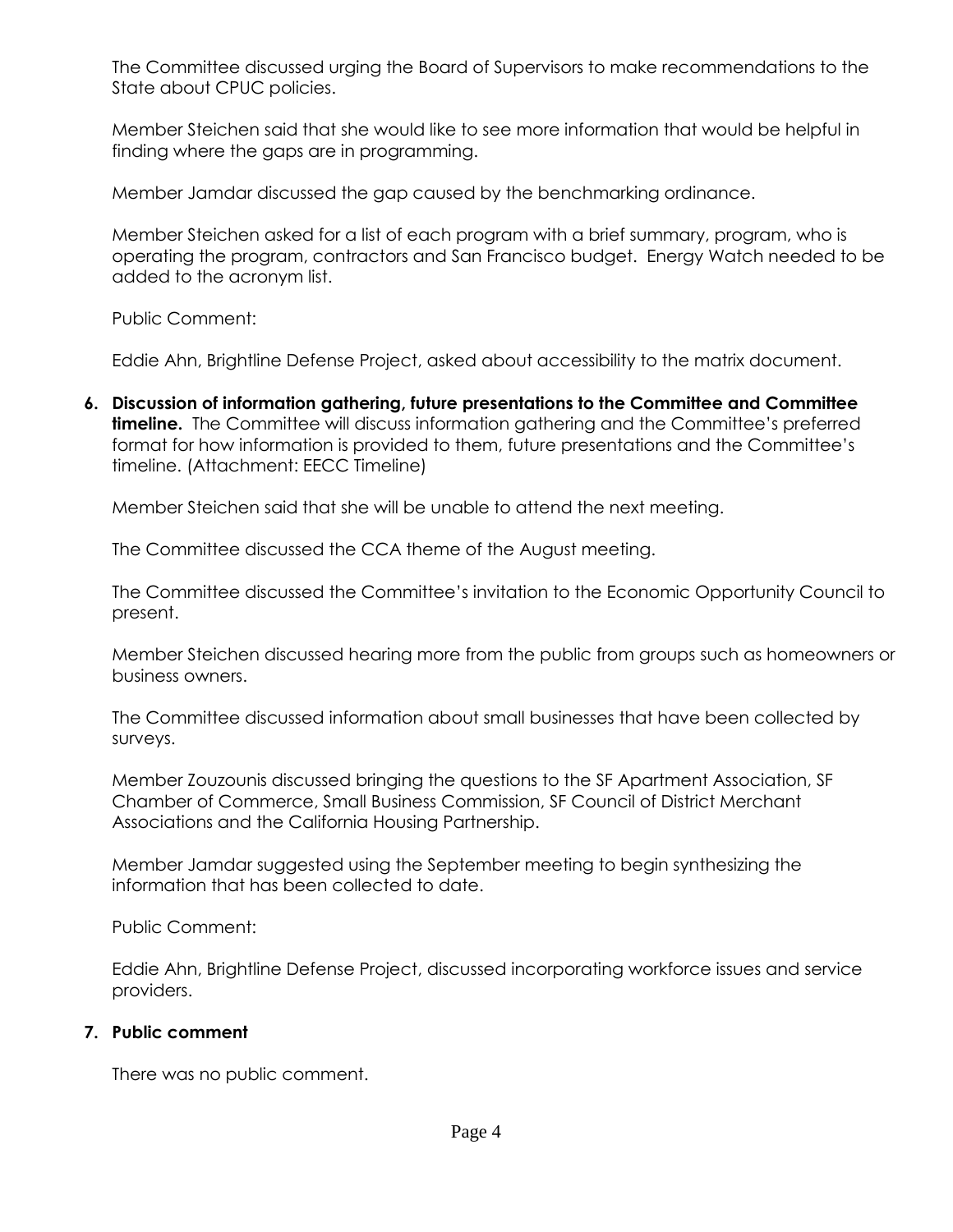The Committee discussed urging the Board of Supervisors to make recommendations to the State about CPUC policies.

Member Steichen said that she would like to see more information that would be helpful in finding where the gaps are in programming.

Member Jamdar discussed the gap caused by the benchmarking ordinance.

Member Steichen asked for a list of each program with a brief summary, program, who is operating the program, contractors and San Francisco budget. Energy Watch needed to be added to the acronym list.

Public Comment:

Eddie Ahn, Brightline Defense Project, asked about accessibility to the matrix document.

**6. Discussion of information gathering, future presentations to the Committee and Committee timeline.** The Committee will discuss information gathering and the Committee's preferred format for how information is provided to them, future presentations and the Committee's timeline. (Attachment: EECC Timeline)

Member Steichen said that she will be unable to attend the next meeting.

The Committee discussed the CCA theme of the August meeting.

The Committee discussed the Committee's invitation to the Economic Opportunity Council to present.

Member Steichen discussed hearing more from the public from groups such as homeowners or business owners.

The Committee discussed information about small businesses that have been collected by surveys.

Member Zouzounis discussed bringing the questions to the SF Apartment Association, SF Chamber of Commerce, Small Business Commission, SF Council of District Merchant Associations and the California Housing Partnership.

Member Jamdar suggested using the September meeting to begin synthesizing the information that has been collected to date.

Public Comment:

Eddie Ahn, Brightline Defense Project, discussed incorporating workforce issues and service providers.

**7. Public comment**

There was no public comment.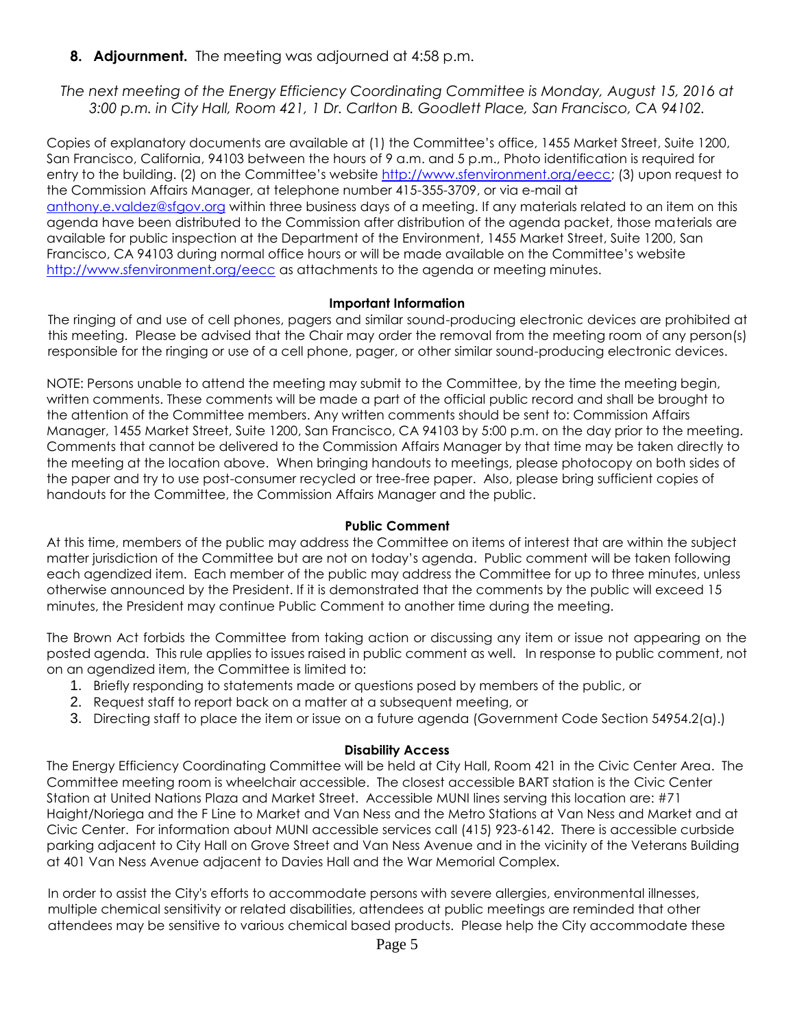**8. Adjournment.** The meeting was adjourned at 4:58 p.m.

*The next meeting of the Energy Efficiency Coordinating Committee is Monday, August 15, 2016 at 3:00 p.m. in City Hall, Room 421, 1 Dr. Carlton B. Goodlett Place, San Francisco, CA 94102.*

Copies of explanatory documents are available at (1) the Committee's office, 1455 Market Street, Suite 1200, San Francisco, California, 94103 between the hours of 9 a.m. and 5 p.m., Photo identification is required for entry to the building. (2) on the Committee's website http://www.sfenvironment.org/eecc; (3) upon request to the Commission Affairs Manager, at telephone number 415-355-3709, or via e-mail at anthony.e.valdez@sfgov.org within three business days of a meeting. If any materials related to an item on this agenda have been distributed to the Commission after distribution of the agenda packet, those materials are available for public inspection at the Department of the Environment, 1455 Market Street, Suite 1200, San Francisco, CA 94103 during normal office hours or will be made available on the Committee's website http://www.sfenvironment.org/eecc as attachments to the agenda or meeting minutes.

**Important Information**

The ringing of and use of cell phones, pagers and similar sound-producing electronic devices are prohibited at this meeting. Please be advised that the Chair may order the removal from the meeting room of any person(s) responsible for the ringing or use of a cell phone, pager, or other similar sound-producing electronic devices.

NOTE: Persons unable to attend the meeting may submit to the Committee, by the time the meeting begin, written comments. These comments will be made a part of the official public record and shall be brought to the attention of the Committee members. Any written comments should be sent to: Commission Affairs Manager, 1455 Market Street, Suite 1200, San Francisco, CA 94103 by 5:00 p.m. on the day prior to the meeting. Comments that cannot be delivered to the Commission Affairs Manager by that time may be taken directly to the meeting at the location above. When bringing handouts to meetings, please photocopy on both sides of the paper and try to use post-consumer recycled or tree-free paper. Also, please bring sufficient copies of handouts for the Committee, the Commission Affairs Manager and the public.

**Public Comment**

At this time, members of the public may address the Committee on items of interest that are within the subject matter jurisdiction of the Committee but are not on today's agenda. Public comment will be taken following each agendized item. Each member of the public may address the Committee for up to three minutes, unless otherwise announced by the President. If it is demonstrated that the comments by the public will exceed 15 minutes, the President may continue Public Comment to another time during the meeting.

The Brown Act forbids the Committee from taking action or discussing any item or issue not appearing on the posted agenda. This rule applies to issues raised in public comment as well. In response to public comment, not on an agendized item, the Committee is limited to:

1. Briefly responding to statements made or questions posed by members of the public, or
2. Request staff to report back on a matter at a subsequent meeting, or
3. Directing staff to place the item or issue on a future agenda (Government Code Section 54954.2(a).)

**Disability Access**

The Energy Efficiency Coordinating Committee will be held at City Hall, Room 421 in the Civic Center Area. The Committee meeting room is wheelchair accessible. The closest accessible BART station is the Civic Center Station at United Nations Plaza and Market Street. Accessible MUNI lines serving this location are: #71 Haight/Noriega and the F Line to Market and Van Ness and the Metro Stations at Van Ness and Market and at Civic Center. For information about MUNI accessible services call (415) 923-6142. There is accessible curbside parking adjacent to City Hall on Grove Street and Van Ness Avenue and in the vicinity of the Veterans Building at 401 Van Ness Avenue adjacent to Davies Hall and the War Memorial Complex.

In order to assist the City's efforts to accommodate persons with severe allergies, environmental illnesses, multiple chemical sensitivity or related disabilities, attendees at public meetings are reminded that other attendees may be sensitive to various chemical based products. Please help the City accommodate these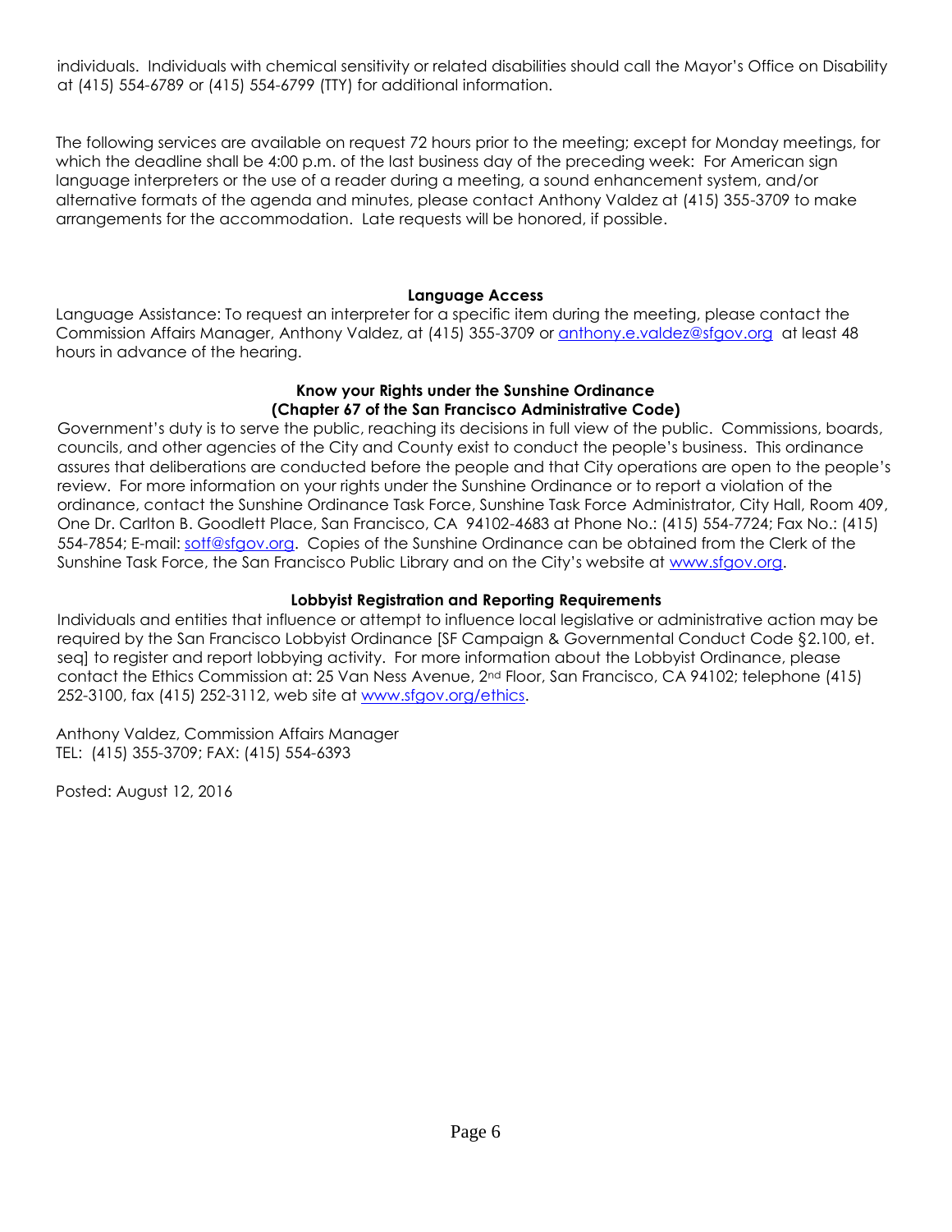individuals. Individuals with chemical sensitivity or related disabilities should call the Mayor's Office on Disability at (415) 554-6789 or (415) 554-6799 (TTY) for additional information.

The following services are available on request 72 hours prior to the meeting; except for Monday meetings, for which the deadline shall be 4:00 p.m. of the last business day of the preceding week: For American sign language interpreters or the use of a reader during a meeting, a sound enhancement system, and/or alternative formats of the agenda and minutes, please contact Anthony Valdez at (415) 355-3709 to make arrangements for the accommodation. Late requests will be honored, if possible.

**Language Access**

Language Assistance: To request an interpreter for a specific item during the meeting, please contact the Commission Affairs Manager, Anthony Valdez, at (415) 355-3709 or anthony.e.valdez@sfgov.org at least 48 hours in advance of the hearing.

**Know your Rights under the Sunshine Ordinance**
**(Chapter 67 of the San Francisco Administrative Code)**

Government's duty is to serve the public, reaching its decisions in full view of the public. Commissions, boards, councils, and other agencies of the City and County exist to conduct the people's business. This ordinance assures that deliberations are conducted before the people and that City operations are open to the people's review. For more information on your rights under the Sunshine Ordinance or to report a violation of the ordinance, contact the Sunshine Ordinance Task Force, Sunshine Task Force Administrator, City Hall, Room 409, One Dr. Carlton B. Goodlett Place, San Francisco, CA 94102-4683 at Phone No.: (415) 554-7724; Fax No.: (415) 554-7854; E-mail: sotf@sfgov.org. Copies of the Sunshine Ordinance can be obtained from the Clerk of the Sunshine Task Force, the San Francisco Public Library and on the City's website at www.sfgov.org.

**Lobbyist Registration and Reporting Requirements**

Individuals and entities that influence or attempt to influence local legislative or administrative action may be required by the San Francisco Lobbyist Ordinance [SF Campaign & Governmental Conduct Code §2.100, et. seq] to register and report lobbying activity. For more information about the Lobbyist Ordinance, please contact the Ethics Commission at: 25 Van Ness Avenue, 2nd Floor, San Francisco, CA 94102; telephone (415) 252-3100, fax (415) 252-3112, web site at www.sfgov.org/ethics.

Anthony Valdez, Commission Affairs Manager
TEL: (415) 355-3709; FAX: (415) 554-6393

Posted: August 12, 2016